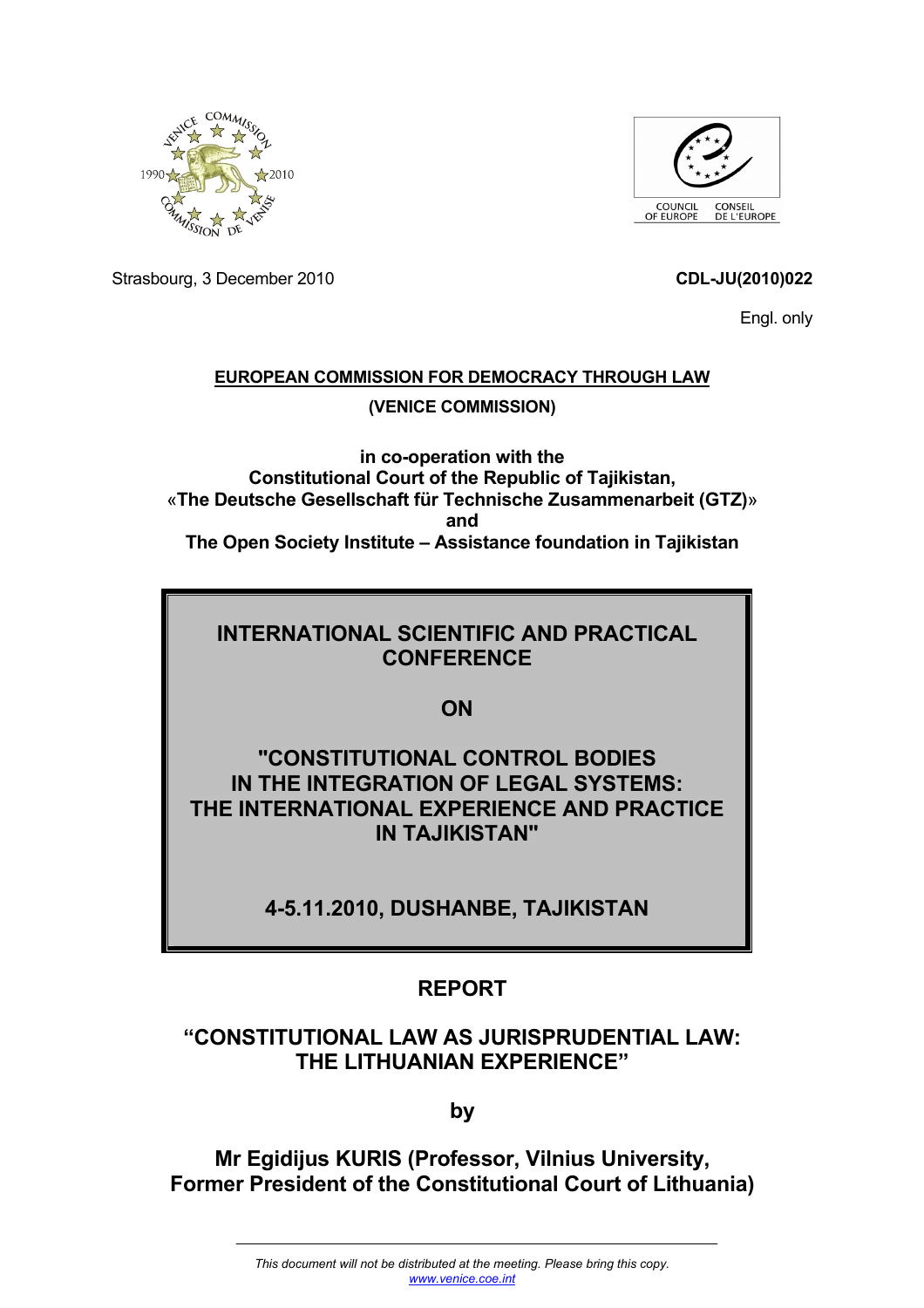Strasbourg, 3 December 2010

**CDL-JU(2010)022**

Engl. only

**EUROPEAN COMMISSION FOR DEMOCRACY THROUGH LAW**

**(VENICE COMMISSION)**

**in co-operation with the**
**Constitutional Court of the Republic of Tajikistan,**
**«The Deutsche Gesellschaft für Technische Zusammenarbeit (GTZ)»**
**and**
**The Open Society Institute – Assistance foundation in Tajikistan**

# INTERNATIONAL SCIENTIFIC AND PRACTICAL CONFERENCE

# ON

# "CONSTITUTIONAL CONTROL BODIES IN THE INTEGRATION OF LEGAL SYSTEMS: THE INTERNATIONAL EXPERIENCE AND PRACTICE IN TAJIKISTAN"

## 4-5.11.2010, DUSHANBE, TAJIKISTAN

## REPORT

## "CONSTITUTIONAL LAW AS JURISPRUDENTIAL LAW: THE LITHUANIAN EXPERIENCE"

**by**

**Mr Egidijus KURIS (Professor, Vilnius University, Former President of the Constitutional Court of Lithuania)**

*This document will not be distributed at the meeting. Please bring this copy.*
www.venice.coe.int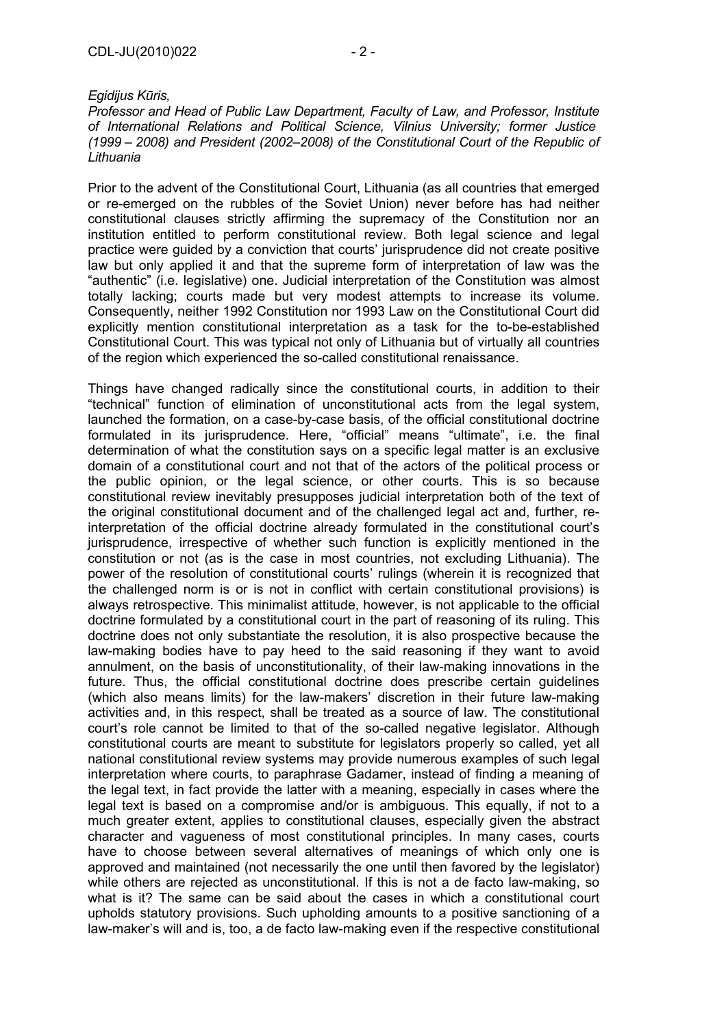*Egidijus Kūris,*

*Professor and Head of Public Law Department, Faculty of Law, and Professor, Institute of International Relations and Political Science, Vilnius University; former Justice (1999 – 2008) and President (2002–2008) of the Constitutional Court of the Republic of Lithuania*

Prior to the advent of the Constitutional Court, Lithuania (as all countries that emerged or re-emerged on the rubbles of the Soviet Union) never before has had neither constitutional clauses strictly affirming the supremacy of the Constitution nor an institution entitled to perform constitutional review. Both legal science and legal practice were guided by a conviction that courts' jurisprudence did not create positive law but only applied it and that the supreme form of interpretation of law was the "authentic" (i.e. legislative) one. Judicial interpretation of the Constitution was almost totally lacking; courts made but very modest attempts to increase its volume. Consequently, neither 1992 Constitution nor 1993 Law on the Constitutional Court did explicitly mention constitutional interpretation as a task for the to-be-established Constitutional Court. This was typical not only of Lithuania but of virtually all countries of the region which experienced the so-called constitutional renaissance.

Things have changed radically since the constitutional courts, in addition to their "technical" function of elimination of unconstitutional acts from the legal system, launched the formation, on a case-by-case basis, of the official constitutional doctrine formulated in its jurisprudence. Here, "official" means "ultimate", i.e. the final determination of what the constitution says on a specific legal matter is an exclusive domain of a constitutional court and not that of the actors of the political process or the public opinion, or the legal science, or other courts. This is so because constitutional review inevitably presupposes judicial interpretation both of the text of the original constitutional document and of the challenged legal act and, further, re-interpretation of the official doctrine already formulated in the constitutional court's jurisprudence, irrespective of whether such function is explicitly mentioned in the constitution or not (as is the case in most countries, not excluding Lithuania). The power of the resolution of constitutional courts' rulings (wherein it is recognized that the challenged norm is or is not in conflict with certain constitutional provisions) is always retrospective. This minimalist attitude, however, is not applicable to the official doctrine formulated by a constitutional court in the part of reasoning of its ruling. This doctrine does not only substantiate the resolution, it is also prospective because the law-making bodies have to pay heed to the said reasoning if they want to avoid annulment, on the basis of unconstitutionality, of their law-making innovations in the future. Thus, the official constitutional doctrine does prescribe certain guidelines (which also means limits) for the law-makers' discretion in their future law-making activities and, in this respect, shall be treated as a source of law. The constitutional court's role cannot be limited to that of the so-called negative legislator. Although constitutional courts are meant to substitute for legislators properly so called, yet all national constitutional review systems may provide numerous examples of such legal interpretation where courts, to paraphrase Gadamer, instead of finding a meaning of the legal text, in fact provide the latter with a meaning, especially in cases where the legal text is based on a compromise and/or is ambiguous. This equally, if not to a much greater extent, applies to constitutional clauses, especially given the abstract character and vagueness of most constitutional principles. In many cases, courts have to choose between several alternatives of meanings of which only one is approved and maintained (not necessarily the one until then favored by the legislator) while others are rejected as unconstitutional. If this is not a de facto law-making, so what is it? The same can be said about the cases in which a constitutional court upholds statutory provisions. Such upholding amounts to a positive sanctioning of a law-maker's will and is, too, a de facto law-making even if the respective constitutional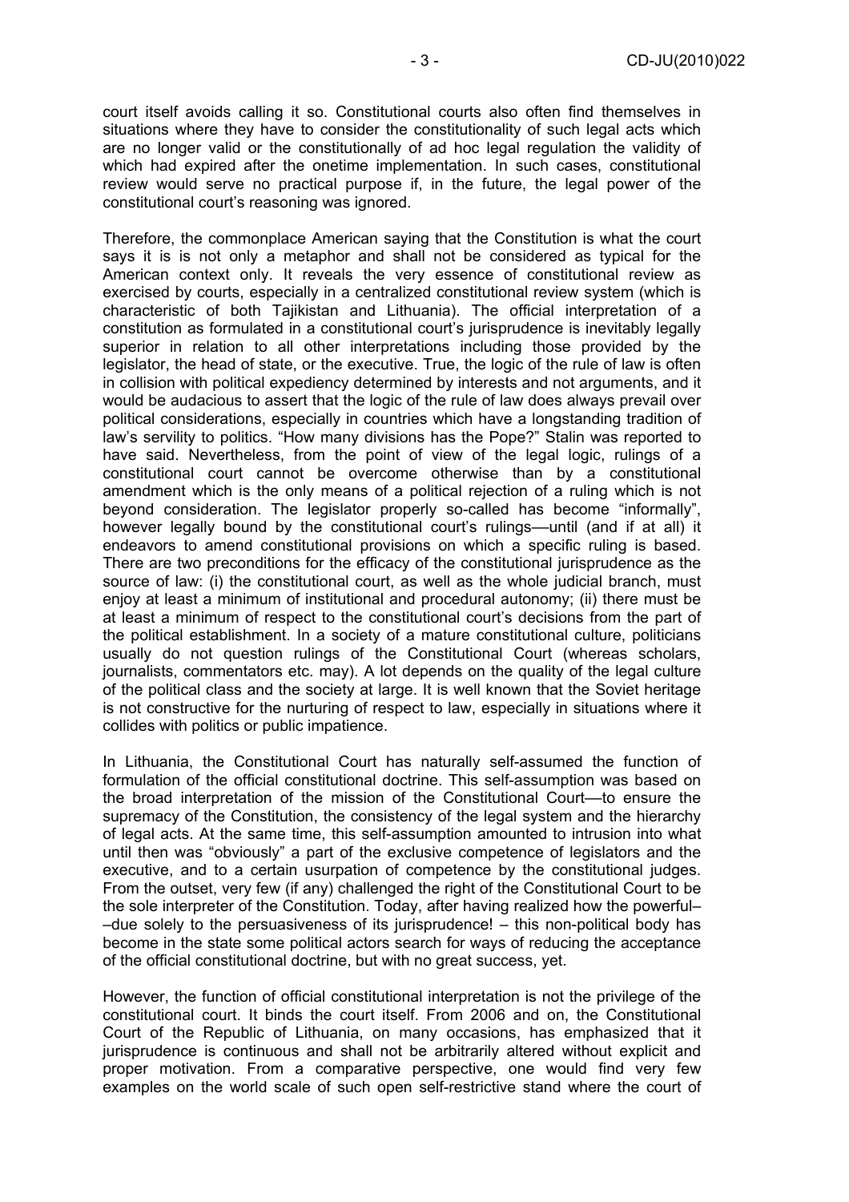court itself avoids calling it so. Constitutional courts also often find themselves in situations where they have to consider the constitutionality of such legal acts which are no longer valid or the constitutionally of ad hoc legal regulation the validity of which had expired after the onetime implementation. In such cases, constitutional review would serve no practical purpose if, in the future, the legal power of the constitutional court's reasoning was ignored.

Therefore, the commonplace American saying that the Constitution is what the court says it is is not only a metaphor and shall not be considered as typical for the American context only. It reveals the very essence of constitutional review as exercised by courts, especially in a centralized constitutional review system (which is characteristic of both Tajikistan and Lithuania). The official interpretation of a constitution as formulated in a constitutional court's jurisprudence is inevitably legally superior in relation to all other interpretations including those provided by the legislator, the head of state, or the executive. True, the logic of the rule of law is often in collision with political expediency determined by interests and not arguments, and it would be audacious to assert that the logic of the rule of law does always prevail over political considerations, especially in countries which have a longstanding tradition of law's servility to politics. "How many divisions has the Pope?" Stalin was reported to have said. Nevertheless, from the point of view of the legal logic, rulings of a constitutional court cannot be overcome otherwise than by a constitutional amendment which is the only means of a political rejection of a ruling which is not beyond consideration. The legislator properly so-called has become "informally", however legally bound by the constitutional court's rulings—until (and if at all) it endeavors to amend constitutional provisions on which a specific ruling is based. There are two preconditions for the efficacy of the constitutional jurisprudence as the source of law: (i) the constitutional court, as well as the whole judicial branch, must enjoy at least a minimum of institutional and procedural autonomy; (ii) there must be at least a minimum of respect to the constitutional court's decisions from the part of the political establishment. In a society of a mature constitutional culture, politicians usually do not question rulings of the Constitutional Court (whereas scholars, journalists, commentators etc. may). A lot depends on the quality of the legal culture of the political class and the society at large. It is well known that the Soviet heritage is not constructive for the nurturing of respect to law, especially in situations where it collides with politics or public impatience.

In Lithuania, the Constitutional Court has naturally self-assumed the function of formulation of the official constitutional doctrine. This self-assumption was based on the broad interpretation of the mission of the Constitutional Court—to ensure the supremacy of the Constitution, the consistency of the legal system and the hierarchy of legal acts. At the same time, this self-assumption amounted to intrusion into what until then was "obviously" a part of the exclusive competence of legislators and the executive, and to a certain usurpation of competence by the constitutional judges. From the outset, very few (if any) challenged the right of the Constitutional Court to be the sole interpreter of the Constitution. Today, after having realized how the powerful––due solely to the persuasiveness of its jurisprudence! – this non-political body has become in the state some political actors search for ways of reducing the acceptance of the official constitutional doctrine, but with no great success, yet.

However, the function of official constitutional interpretation is not the privilege of the constitutional court. It binds the court itself. From 2006 and on, the Constitutional Court of the Republic of Lithuania, on many occasions, has emphasized that it jurisprudence is continuous and shall not be arbitrarily altered without explicit and proper motivation. From a comparative perspective, one would find very few examples on the world scale of such open self-restrictive stand where the court of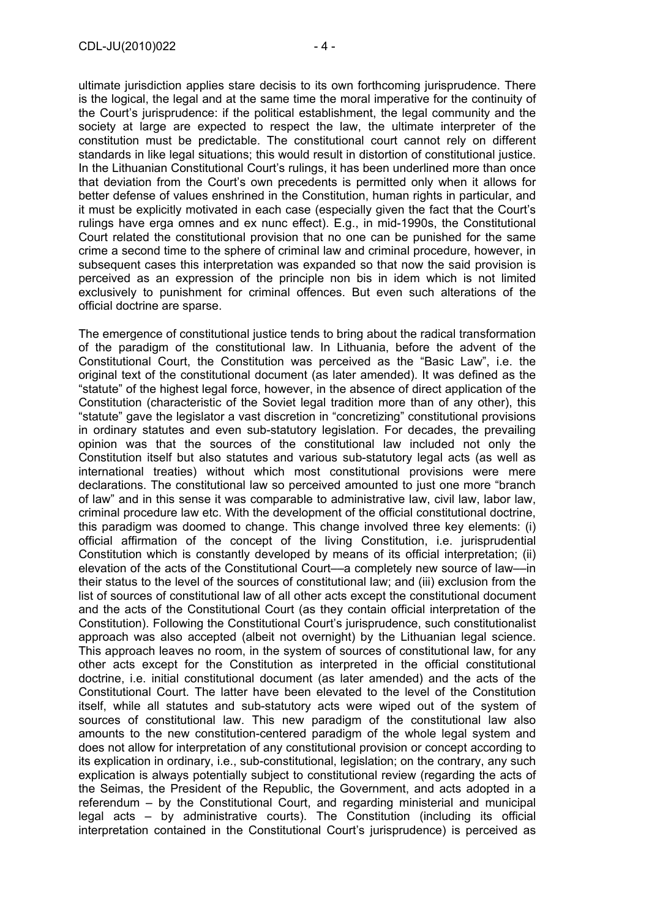ultimate jurisdiction applies stare decisis to its own forthcoming jurisprudence. There is the logical, the legal and at the same time the moral imperative for the continuity of the Court's jurisprudence: if the political establishment, the legal community and the society at large are expected to respect the law, the ultimate interpreter of the constitution must be predictable. The constitutional court cannot rely on different standards in like legal situations; this would result in distortion of constitutional justice. In the Lithuanian Constitutional Court's rulings, it has been underlined more than once that deviation from the Court's own precedents is permitted only when it allows for better defense of values enshrined in the Constitution, human rights in particular, and it must be explicitly motivated in each case (especially given the fact that the Court's rulings have erga omnes and ex nunc effect). E.g., in mid-1990s, the Constitutional Court related the constitutional provision that no one can be punished for the same crime a second time to the sphere of criminal law and criminal procedure, however, in subsequent cases this interpretation was expanded so that now the said provision is perceived as an expression of the principle non bis in idem which is not limited exclusively to punishment for criminal offences. But even such alterations of the official doctrine are sparse.

The emergence of constitutional justice tends to bring about the radical transformation of the paradigm of the constitutional law. In Lithuania, before the advent of the Constitutional Court, the Constitution was perceived as the "Basic Law", i.e. the original text of the constitutional document (as later amended). It was defined as the "statute" of the highest legal force, however, in the absence of direct application of the Constitution (characteristic of the Soviet legal tradition more than of any other), this "statute" gave the legislator a vast discretion in "concretizing" constitutional provisions in ordinary statutes and even sub-statutory legislation. For decades, the prevailing opinion was that the sources of the constitutional law included not only the Constitution itself but also statutes and various sub-statutory legal acts (as well as international treaties) without which most constitutional provisions were mere declarations. The constitutional law so perceived amounted to just one more "branch of law" and in this sense it was comparable to administrative law, civil law, labor law, criminal procedure law etc. With the development of the official constitutional doctrine, this paradigm was doomed to change. This change involved three key elements: (i) official affirmation of the concept of the living Constitution, i.e. jurisprudential Constitution which is constantly developed by means of its official interpretation; (ii) elevation of the acts of the Constitutional Court—a completely new source of law—in their status to the level of the sources of constitutional law; and (iii) exclusion from the list of sources of constitutional law of all other acts except the constitutional document and the acts of the Constitutional Court (as they contain official interpretation of the Constitution). Following the Constitutional Court's jurisprudence, such constitutionalist approach was also accepted (albeit not overnight) by the Lithuanian legal science. This approach leaves no room, in the system of sources of constitutional law, for any other acts except for the Constitution as interpreted in the official constitutional doctrine, i.e. initial constitutional document (as later amended) and the acts of the Constitutional Court. The latter have been elevated to the level of the Constitution itself, while all statutes and sub-statutory acts were wiped out of the system of sources of constitutional law. This new paradigm of the constitutional law also amounts to the new constitution-centered paradigm of the whole legal system and does not allow for interpretation of any constitutional provision or concept according to its explication in ordinary, i.e., sub-constitutional, legislation; on the contrary, any such explication is always potentially subject to constitutional review (regarding the acts of the Seimas, the President of the Republic, the Government, and acts adopted in a referendum – by the Constitutional Court, and regarding ministerial and municipal legal acts – by administrative courts). The Constitution (including its official interpretation contained in the Constitutional Court's jurisprudence) is perceived as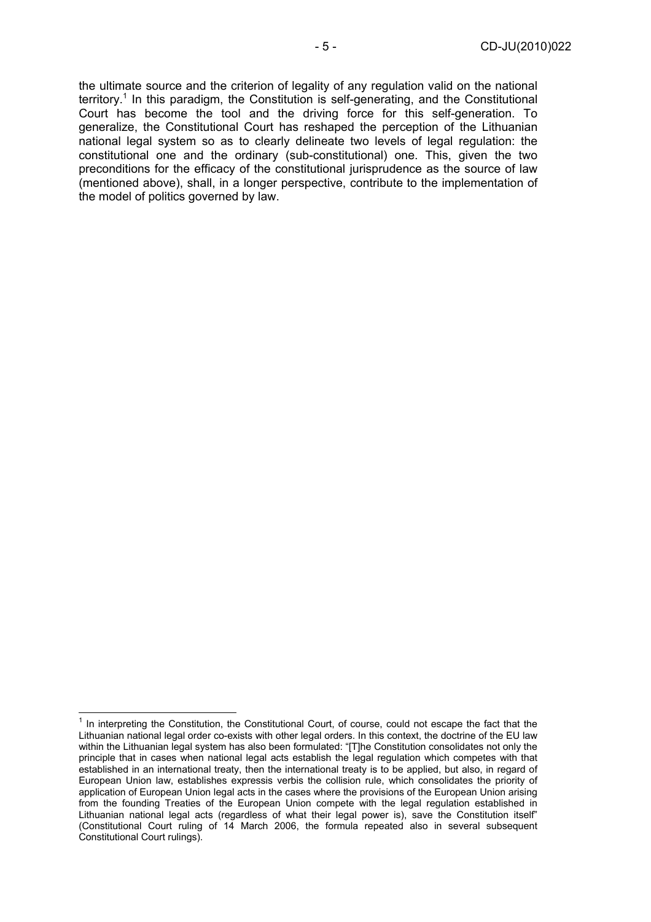the ultimate source and the criterion of legality of any regulation valid on the national territory.[1] In this paradigm, the Constitution is self-generating, and the Constitutional Court has become the tool and the driving force for this self-generation. To generalize, the Constitutional Court has reshaped the perception of the Lithuanian national legal system so as to clearly delineate two levels of legal regulation: the constitutional one and the ordinary (sub-constitutional) one. This, given the two preconditions for the efficacy of the constitutional jurisprudence as the source of law (mentioned above), shall, in a longer perspective, contribute to the implementation of the model of politics governed by law.

---

[1] In interpreting the Constitution, the Constitutional Court, of course, could not escape the fact that the Lithuanian national legal order co-exists with other legal orders. In this context, the doctrine of the EU law within the Lithuanian legal system has also been formulated: "[T]he Constitution consolidates not only the principle that in cases when national legal acts establish the legal regulation which competes with that established in an international treaty, then the international treaty is to be applied, but also, in regard of European Union law, establishes expressis verbis the collision rule, which consolidates the priority of application of European Union legal acts in the cases where the provisions of the European Union arising from the founding Treaties of the European Union compete with the legal regulation established in Lithuanian national legal acts (regardless of what their legal power is), save the Constitution itself" (Constitutional Court ruling of 14 March 2006, the formula repeated also in several subsequent Constitutional Court rulings).